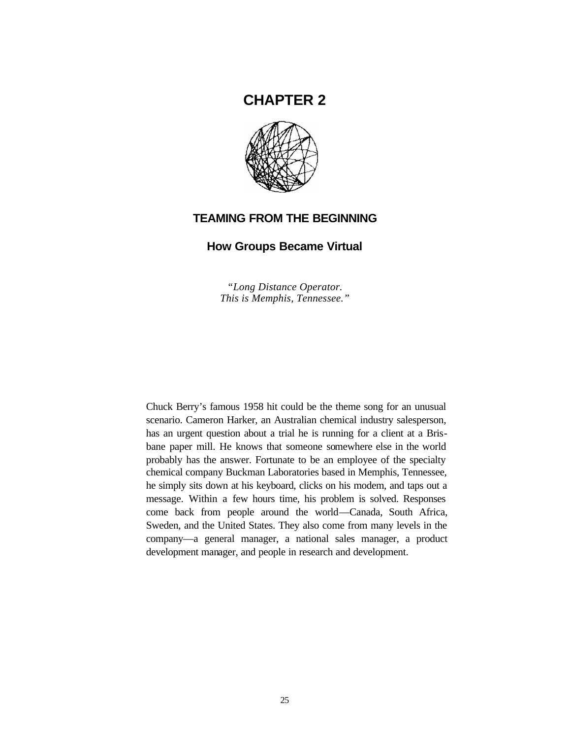# CHAPTER 2

## TEAMING FROM THE BEGINNING

### How Groups Became Virtual

*"Long Distance Operator.*
*This is Memphis, Tennessee."*

Chuck Berry's famous 1958 hit could be the theme song for an unusual scenario. Cameron Harker, an Australian chemical industry salesperson, has an urgent question about a trial he is running for a client at a Brisbane paper mill. He knows that someone somewhere else in the world probably has the answer. Fortunate to be an employee of the specialty chemical company Buckman Laboratories based in Memphis, Tennessee, he simply sits down at his keyboard, clicks on his modem, and taps out a message. Within a few hours time, his problem is solved. Responses come back from people around the world—Canada, South Africa, Sweden, and the United States. They also come from many levels in the company—a general manager, a national sales manager, a product development manager, and people in research and development.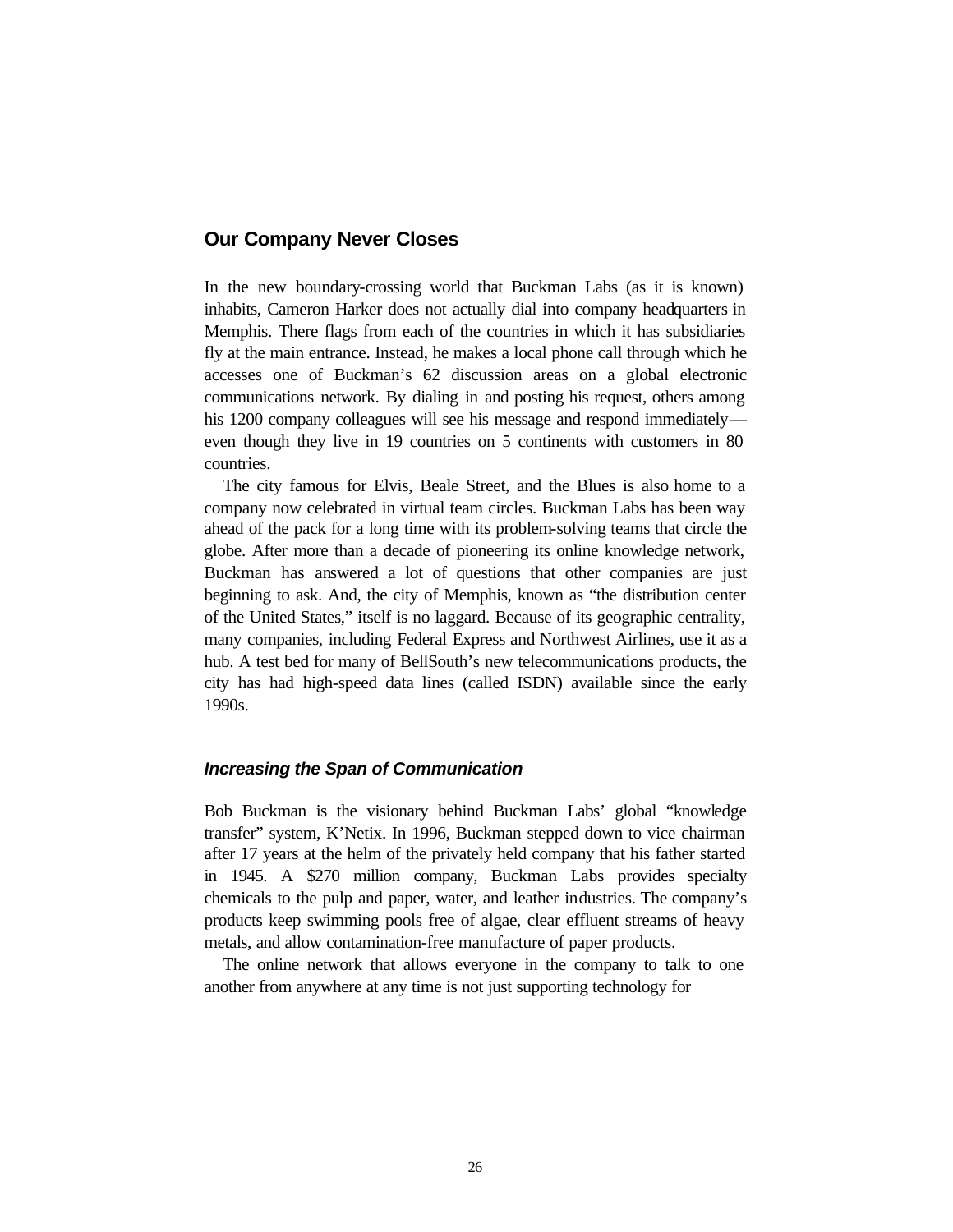## Our Company Never Closes

In the new boundary-crossing world that Buckman Labs (as it is known) inhabits, Cameron Harker does not actually dial into company headquarters in Memphis. There flags from each of the countries in which it has subsidiaries fly at the main entrance. Instead, he makes a local phone call through which he accesses one of Buckman's 62 discussion areas on a global electronic communications network. By dialing in and posting his request, others among his 1200 company colleagues will see his message and respond immediately—even though they live in 19 countries on 5 continents with customers in 80 countries.

The city famous for Elvis, Beale Street, and the Blues is also home to a company now celebrated in virtual team circles. Buckman Labs has been way ahead of the pack for a long time with its problem-solving teams that circle the globe. After more than a decade of pioneering its online knowledge network, Buckman has answered a lot of questions that other companies are just beginning to ask. And, the city of Memphis, known as "the distribution center of the United States," itself is no laggard. Because of its geographic centrality, many companies, including Federal Express and Northwest Airlines, use it as a hub. A test bed for many of BellSouth's new telecommunications products, the city has had high-speed data lines (called ISDN) available since the early 1990s.

### *Increasing the Span of Communication*

Bob Buckman is the visionary behind Buckman Labs' global "knowledge transfer" system, K'Netix. In 1996, Buckman stepped down to vice chairman after 17 years at the helm of the privately held company that his father started in 1945. A $270 million company, Buckman Labs provides specialty chemicals to the pulp and paper, water, and leather industries. The company's products keep swimming pools free of algae, clear effluent streams of heavy metals, and allow contamination-free manufacture of paper products.

The online network that allows everyone in the company to talk to one another from anywhere at any time is not just supporting technology for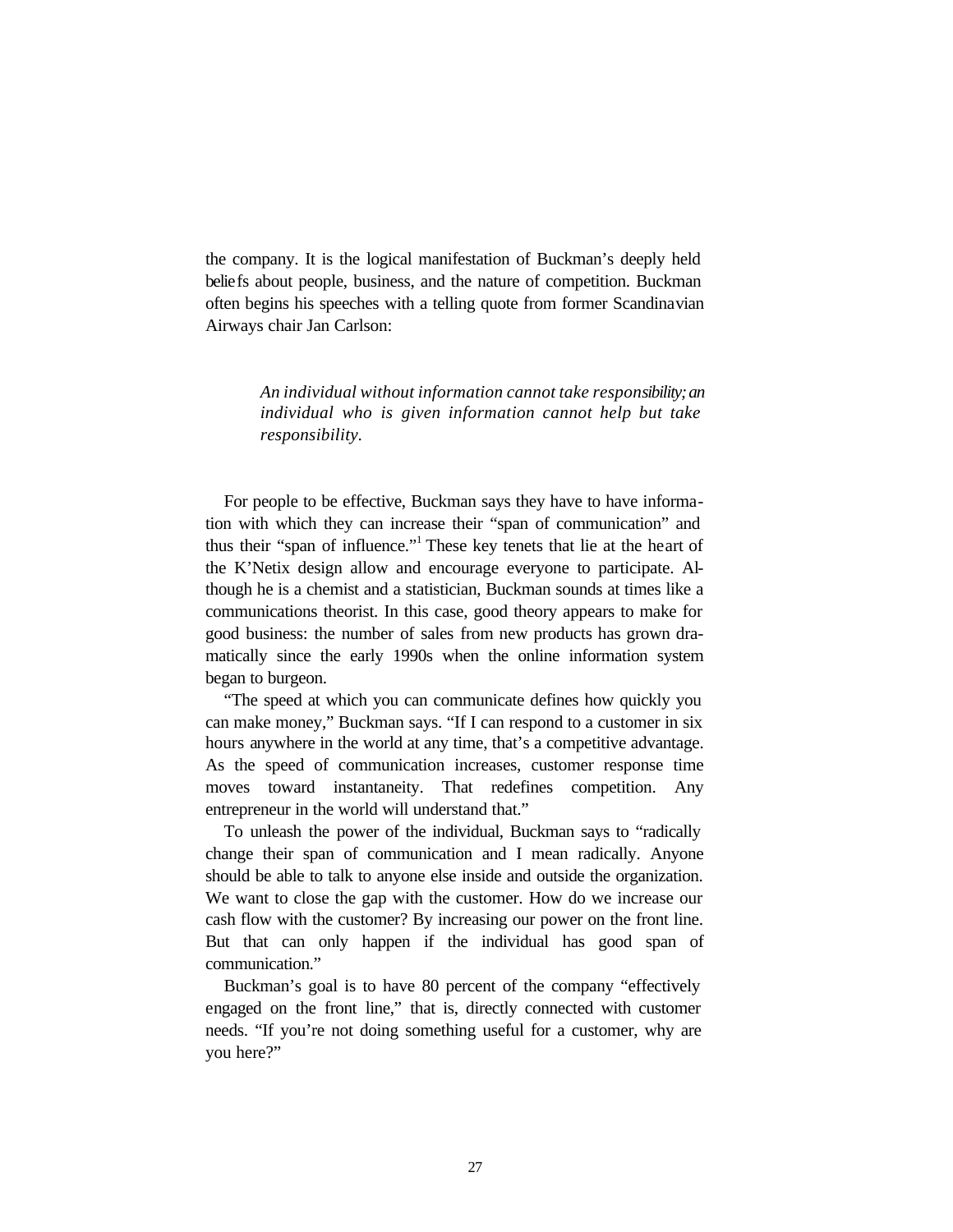the company. It is the logical manifestation of Buckman's deeply held beliefs about people, business, and the nature of competition. Buckman often begins his speeches with a telling quote from former Scandinavian Airways chair Jan Carlson:

> *An individual without information cannot take responsibility; an individual who is given information cannot help but take responsibility.*

For people to be effective, Buckman says they have to have information with which they can increase their "span of communication" and thus their "span of influence."[1] These key tenets that lie at the heart of the K'Netix design allow and encourage everyone to participate. Although he is a chemist and a statistician, Buckman sounds at times like a communications theorist. In this case, good theory appears to make for good business: the number of sales from new products has grown dramatically since the early 1990s when the online information system began to burgeon.

"The speed at which you can communicate defines how quickly you can make money," Buckman says. "If I can respond to a customer in six hours anywhere in the world at any time, that's a competitive advantage. As the speed of communication increases, customer response time moves toward instantaneity. That redefines competition. Any entrepreneur in the world will understand that."

To unleash the power of the individual, Buckman says to "radically change their span of communication and I mean radically. Anyone should be able to talk to anyone else inside and outside the organization. We want to close the gap with the customer. How do we increase our cash flow with the customer? By increasing our power on the front line. But that can only happen if the individual has good span of communication."

Buckman's goal is to have 80 percent of the company "effectively engaged on the front line," that is, directly connected with customer needs. "If you're not doing something useful for a customer, why are you here?"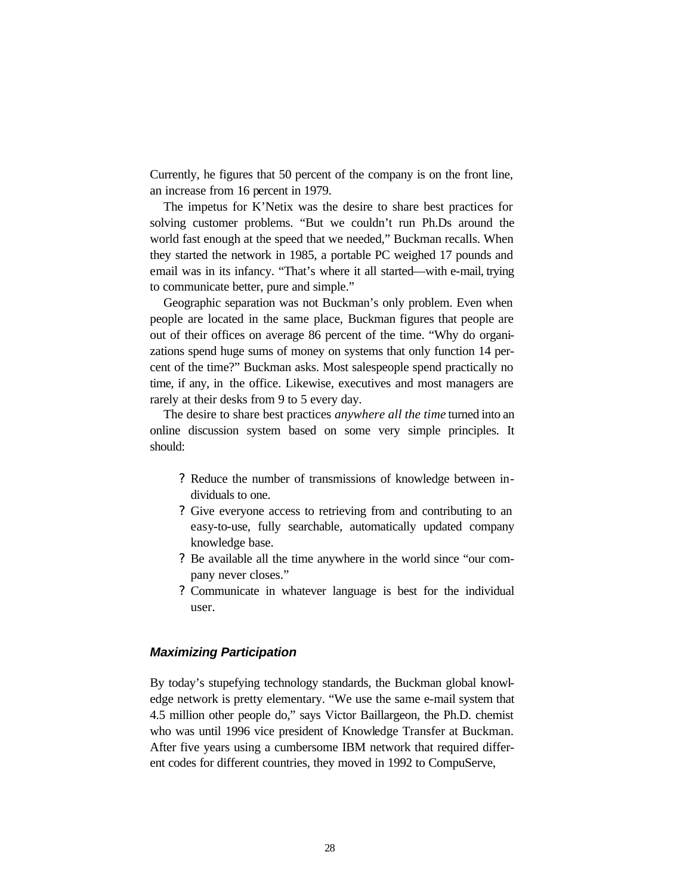Currently, he figures that 50 percent of the company is on the front line, an increase from 16 percent in 1979.

The impetus for K'Netix was the desire to share best practices for solving customer problems. "But we couldn't run Ph.Ds around the world fast enough at the speed that we needed," Buckman recalls. When they started the network in 1985, a portable PC weighed 17 pounds and email was in its infancy. "That's where it all started—with e-mail, trying to communicate better, pure and simple."

Geographic separation was not Buckman's only problem. Even when people are located in the same place, Buckman figures that people are out of their offices on average 86 percent of the time. "Why do organizations spend huge sums of money on systems that only function 14 percent of the time?" Buckman asks. Most salespeople spend practically no time, if any, in the office. Likewise, executives and most managers are rarely at their desks from 9 to 5 every day.

The desire to share best practices *anywhere all the time* turned into an online discussion system based on some very simple principles. It should:

- Reduce the number of transmissions of knowledge between individuals to one.
- Give everyone access to retrieving from and contributing to an easy-to-use, fully searchable, automatically updated company knowledge base.
- Be available all the time anywhere in the world since "our company never closes."
- Communicate in whatever language is best for the individual user.

### *Maximizing Participation*

By today's stupefying technology standards, the Buckman global knowledge network is pretty elementary. "We use the same e-mail system that 4.5 million other people do," says Victor Baillargeon, the Ph.D. chemist who was until 1996 vice president of Knowledge Transfer at Buckman. After five years using a cumbersome IBM network that required different codes for different countries, they moved in 1992 to CompuServe,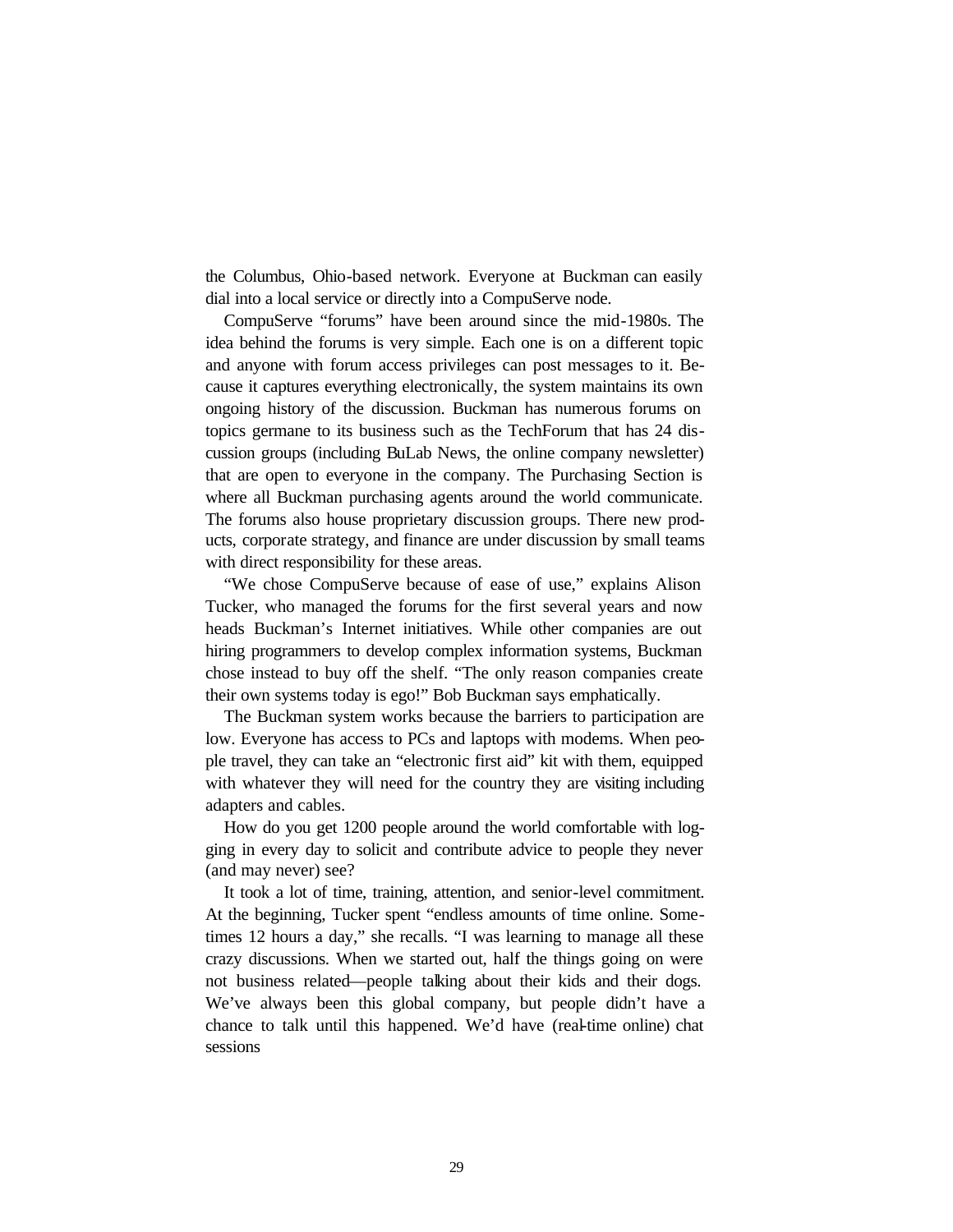the Columbus, Ohio-based network. Everyone at Buckman can easily dial into a local service or directly into a CompuServe node.

CompuServe "forums" have been around since the mid-1980s. The idea behind the forums is very simple. Each one is on a different topic and anyone with forum access privileges can post messages to it. Because it captures everything electronically, the system maintains its own ongoing history of the discussion. Buckman has numerous forums on topics germane to its business such as the TechForum that has 24 discussion groups (including BuLab News, the online company newsletter) that are open to everyone in the company. The Purchasing Section is where all Buckman purchasing agents around the world communicate. The forums also house proprietary discussion groups. There new products, corporate strategy, and finance are under discussion by small teams with direct responsibility for these areas.

"We chose CompuServe because of ease of use," explains Alison Tucker, who managed the forums for the first several years and now heads Buckman's Internet initiatives. While other companies are out hiring programmers to develop complex information systems, Buckman chose instead to buy off the shelf. "The only reason companies create their own systems today is ego!" Bob Buckman says emphatically.

The Buckman system works because the barriers to participation are low. Everyone has access to PCs and laptops with modems. When people travel, they can take an "electronic first aid" kit with them, equipped with whatever they will need for the country they are visiting including adapters and cables.

How do you get 1200 people around the world comfortable with logging in every day to solicit and contribute advice to people they never (and may never) see?

It took a lot of time, training, attention, and senior-level commitment. At the beginning, Tucker spent "endless amounts of time online. Sometimes 12 hours a day," she recalls. "I was learning to manage all these crazy discussions. When we started out, half the things going on were not business related—people talking about their kids and their dogs. We've always been this global company, but people didn't have a chance to talk until this happened. We'd have (real-time online) chat sessions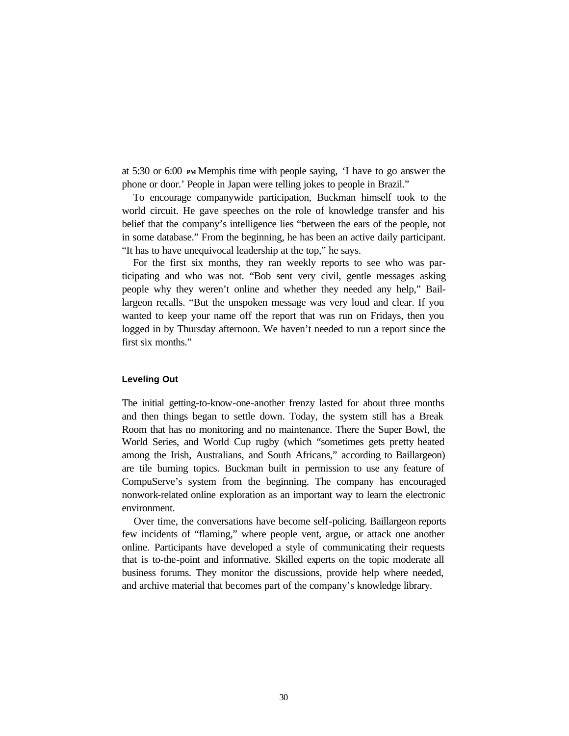at 5:30 or 6:00 PM Memphis time with people saying, 'I have to go answer the phone or door.' People in Japan were telling jokes to people in Brazil."

To encourage companywide participation, Buckman himself took to the world circuit. He gave speeches on the role of knowledge transfer and his belief that the company's intelligence lies "between the ears of the people, not in some database." From the beginning, he has been an active daily participant. "It has to have unequivocal leadership at the top," he says.

For the first six months, they ran weekly reports to see who was participating and who was not. "Bob sent very civil, gentle messages asking people why they weren't online and whether they needed any help," Baillargeon recalls. "But the unspoken message was very loud and clear. If you wanted to keep your name off the report that was run on Fridays, then you logged in by Thursday afternoon. We haven't needed to run a report since the first six months."

#### Leveling Out

The initial getting-to-know-one-another frenzy lasted for about three months and then things began to settle down. Today, the system still has a Break Room that has no monitoring and no maintenance. There the Super Bowl, the World Series, and World Cup rugby (which "sometimes gets pretty heated among the Irish, Australians, and South Africans," according to Baillargeon) are tile burning topics. Buckman built in permission to use any feature of CompuServe's system from the beginning. The company has encouraged nonwork-related online exploration as an important way to learn the electronic environment.

Over time, the conversations have become self-policing. Baillargeon reports few incidents of "flaming," where people vent, argue, or attack one another online. Participants have developed a style of communicating their requests that is to-the-point and informative. Skilled experts on the topic moderate all business forums. They monitor the discussions, provide help where needed, and archive material that becomes part of the company's knowledge library.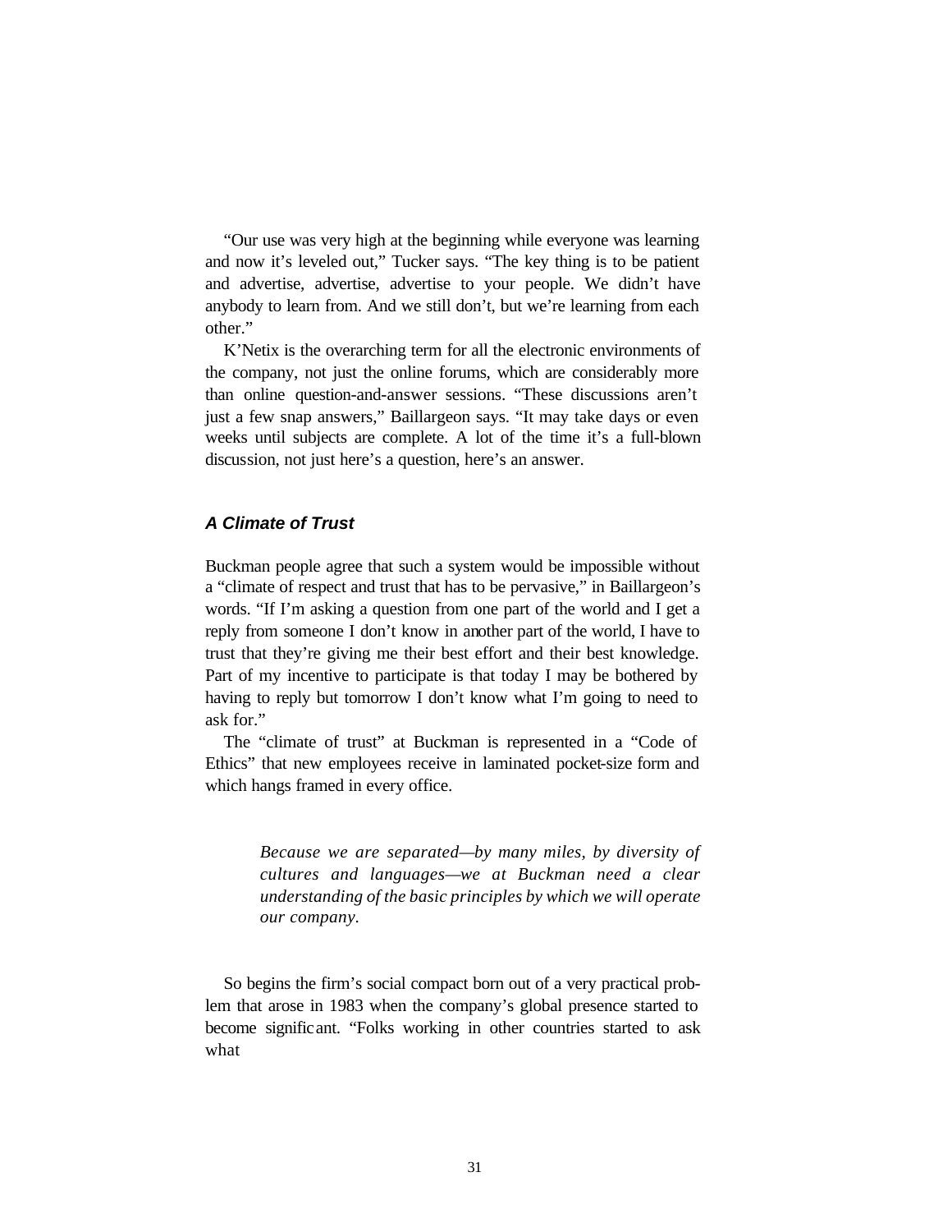"Our use was very high at the beginning while everyone was learning and now it's leveled out," Tucker says. "The key thing is to be patient and advertise, advertise, advertise to your people. We didn't have anybody to learn from. And we still don't, but we're learning from each other."

K'Netix is the overarching term for all the electronic environments of the company, not just the online forums, which are considerably more than online question-and-answer sessions. "These discussions aren't just a few snap answers," Baillargeon says. "It may take days or even weeks until subjects are complete. A lot of the time it's a full-blown discussion, not just here's a question, here's an answer.

### *A Climate of Trust*

Buckman people agree that such a system would be impossible without a "climate of respect and trust that has to be pervasive," in Baillargeon's words. "If I'm asking a question from one part of the world and I get a reply from someone I don't know in another part of the world, I have to trust that they're giving me their best effort and their best knowledge. Part of my incentive to participate is that today I may be bothered by having to reply but tomorrow I don't know what I'm going to need to ask for."

The "climate of trust" at Buckman is represented in a "Code of Ethics" that new employees receive in laminated pocket-size form and which hangs framed in every office.

> *Because we are separated—by many miles, by diversity of cultures and languages—we at Buckman need a clear understanding of the basic principles by which we will operate our company.*

So begins the firm's social compact born out of a very practical problem that arose in 1983 when the company's global presence started to become significant. "Folks working in other countries started to ask what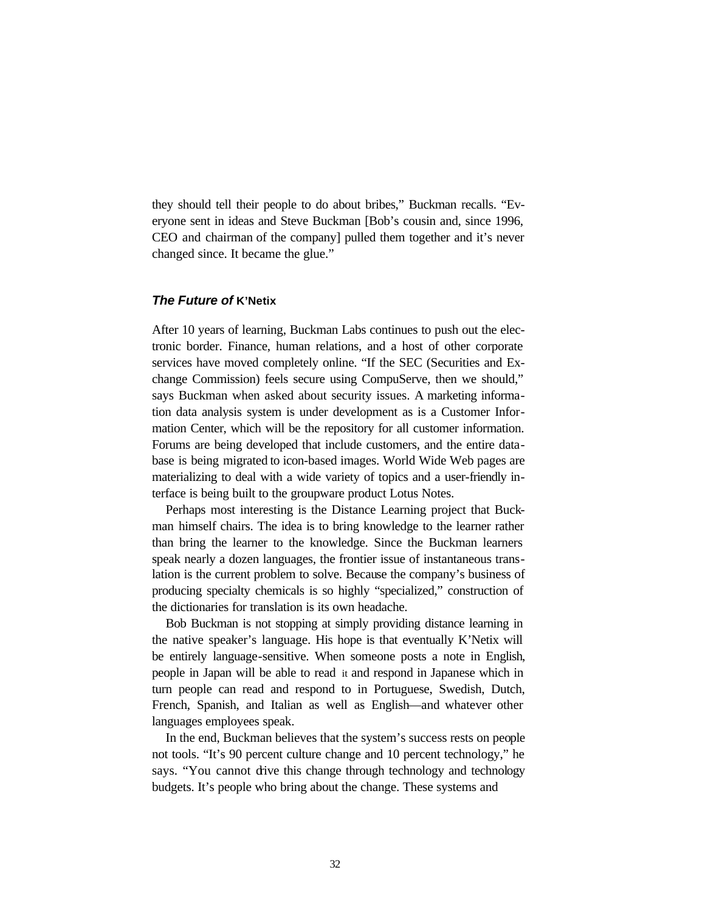they should tell their people to do about bribes," Buckman recalls. "Everyone sent in ideas and Steve Buckman [Bob's cousin and, since 1996, CEO and chairman of the company] pulled them together and it's never changed since. It became the glue."

### *The Future of* K'Netix

After 10 years of learning, Buckman Labs continues to push out the electronic border. Finance, human relations, and a host of other corporate services have moved completely online. "If the SEC (Securities and Exchange Commission) feels secure using CompuServe, then we should," says Buckman when asked about security issues. A marketing information data analysis system is under development as is a Customer Information Center, which will be the repository for all customer information. Forums are being developed that include customers, and the entire database is being migrated to icon-based images. World Wide Web pages are materializing to deal with a wide variety of topics and a user-friendly interface is being built to the groupware product Lotus Notes.

Perhaps most interesting is the Distance Learning project that Buckman himself chairs. The idea is to bring knowledge to the learner rather than bring the learner to the knowledge. Since the Buckman learners speak nearly a dozen languages, the frontier issue of instantaneous translation is the current problem to solve. Because the company's business of producing specialty chemicals is so highly "specialized," construction of the dictionaries for translation is its own headache.

Bob Buckman is not stopping at simply providing distance learning in the native speaker's language. His hope is that eventually K'Netix will be entirely language-sensitive. When someone posts a note in English, people in Japan will be able to read it and respond in Japanese which in turn people can read and respond to in Portuguese, Swedish, Dutch, French, Spanish, and Italian as well as English—and whatever other languages employees speak.

In the end, Buckman believes that the system's success rests on people not tools. "It's 90 percent culture change and 10 percent technology," he says. "You cannot drive this change through technology and technology budgets. It's people who bring about the change. These systems and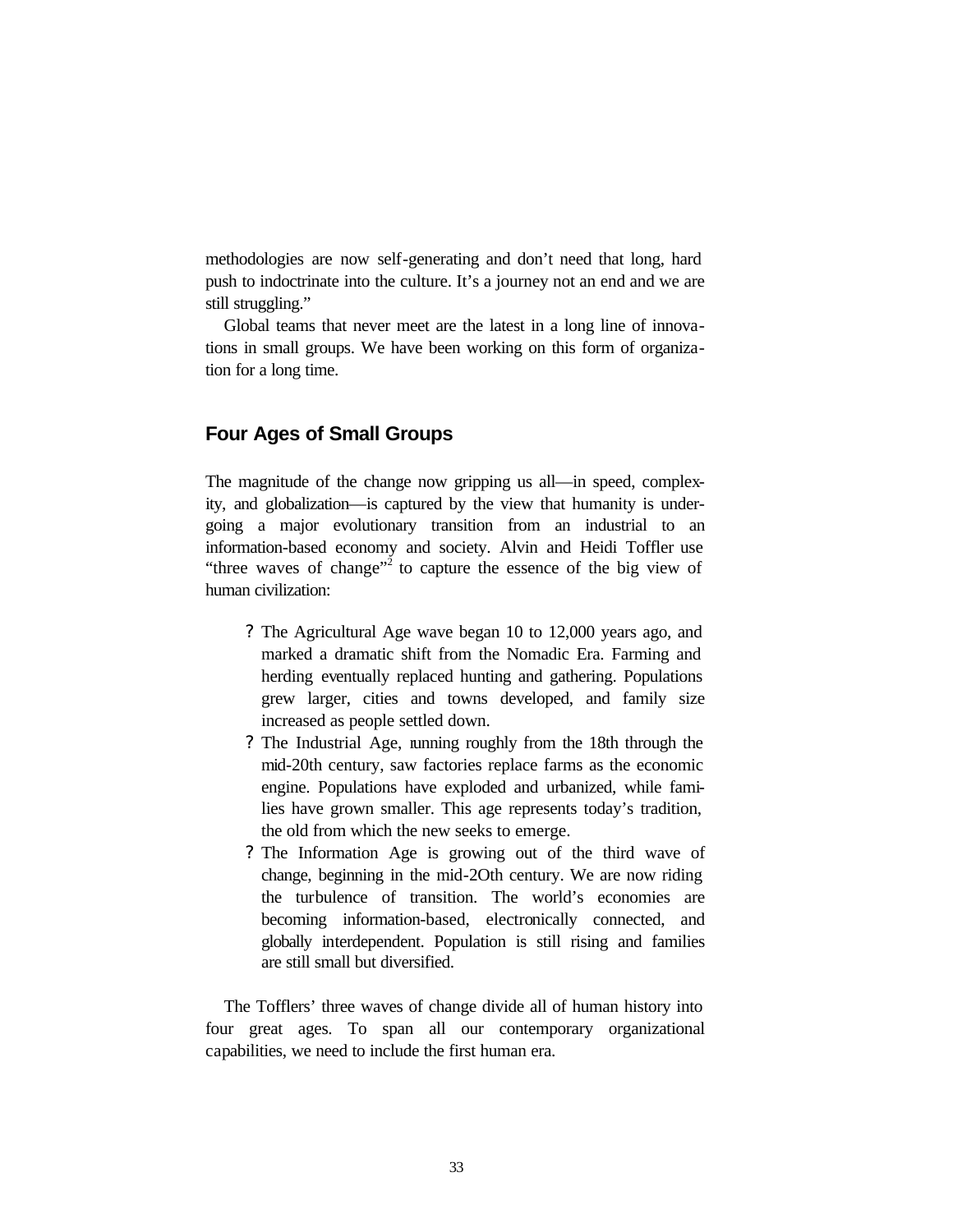methodologies are now self-generating and don't need that long, hard push to indoctrinate into the culture. It's a journey not an end and we are still struggling."

Global teams that never meet are the latest in a long line of innovations in small groups. We have been working on this form of organization for a long time.

## Four Ages of Small Groups

The magnitude of the change now gripping us all—in speed, complexity, and globalization—is captured by the view that humanity is undergoing a major evolutionary transition from an industrial to an information-based economy and society. Alvin and Heidi Toffler use "three waves of change"[2] to capture the essence of the big view of human civilization:

- The Agricultural Age wave began 10 to 12,000 years ago, and marked a dramatic shift from the Nomadic Era. Farming and herding eventually replaced hunting and gathering. Populations grew larger, cities and towns developed, and family size increased as people settled down.
- The Industrial Age, running roughly from the 18th through the mid-20th century, saw factories replace farms as the economic engine. Populations have exploded and urbanized, while families have grown smaller. This age represents today's tradition, the old from which the new seeks to emerge.
- The Information Age is growing out of the third wave of change, beginning in the mid-2Oth century. We are now riding the turbulence of transition. The world's economies are becoming information-based, electronically connected, and globally interdependent. Population is still rising and families are still small but diversified.

The Tofflers' three waves of change divide all of human history into four great ages. To span all our contemporary organizational capabilities, we need to include the first human era.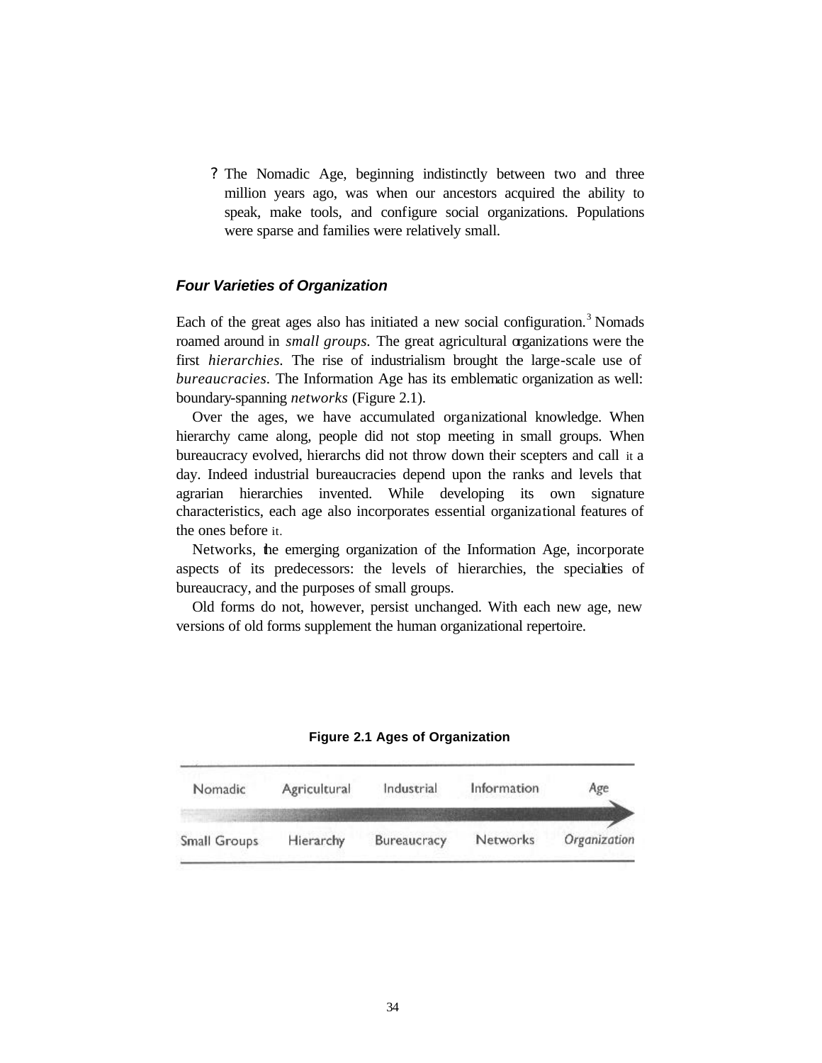- The Nomadic Age, beginning indistinctly between two and three million years ago, was when our ancestors acquired the ability to speak, make tools, and configure social organizations. Populations were sparse and families were relatively small.

### *Four Varieties of Organization*

Each of the great ages also has initiated a new social configuration.[3] Nomads roamed around in *small groups*. The great agricultural organizations were the first *hierarchies*. The rise of industrialism brought the large-scale use of *bureaucracies*. The Information Age has its emblematic organization as well: boundary-spanning *networks* (Figure 2.1).

Over the ages, we have accumulated organizational knowledge. When hierarchy came along, people did not stop meeting in small groups. When bureaucracy evolved, hierarchs did not throw down their scepters and call it a day. Indeed industrial bureaucracies depend upon the ranks and levels that agrarian hierarchies invented. While developing its own signature characteristics, each age also incorporates essential organizational features of the ones before it.

Networks, the emerging organization of the Information Age, incorporate aspects of its predecessors: the levels of hierarchies, the specialties of bureaucracy, and the purposes of small groups.

Old forms do not, however, persist unchanged. With each new age, new versions of old forms supplement the human organizational repertoire.

**Figure 2.1 Ages of Organization**

| Nomadic | Agricultural | Industrial | Information | *Age* |
|---|---|---|---|---|
| Small Groups | Hierarchy | Bureaucracy | Networks | *Organization* |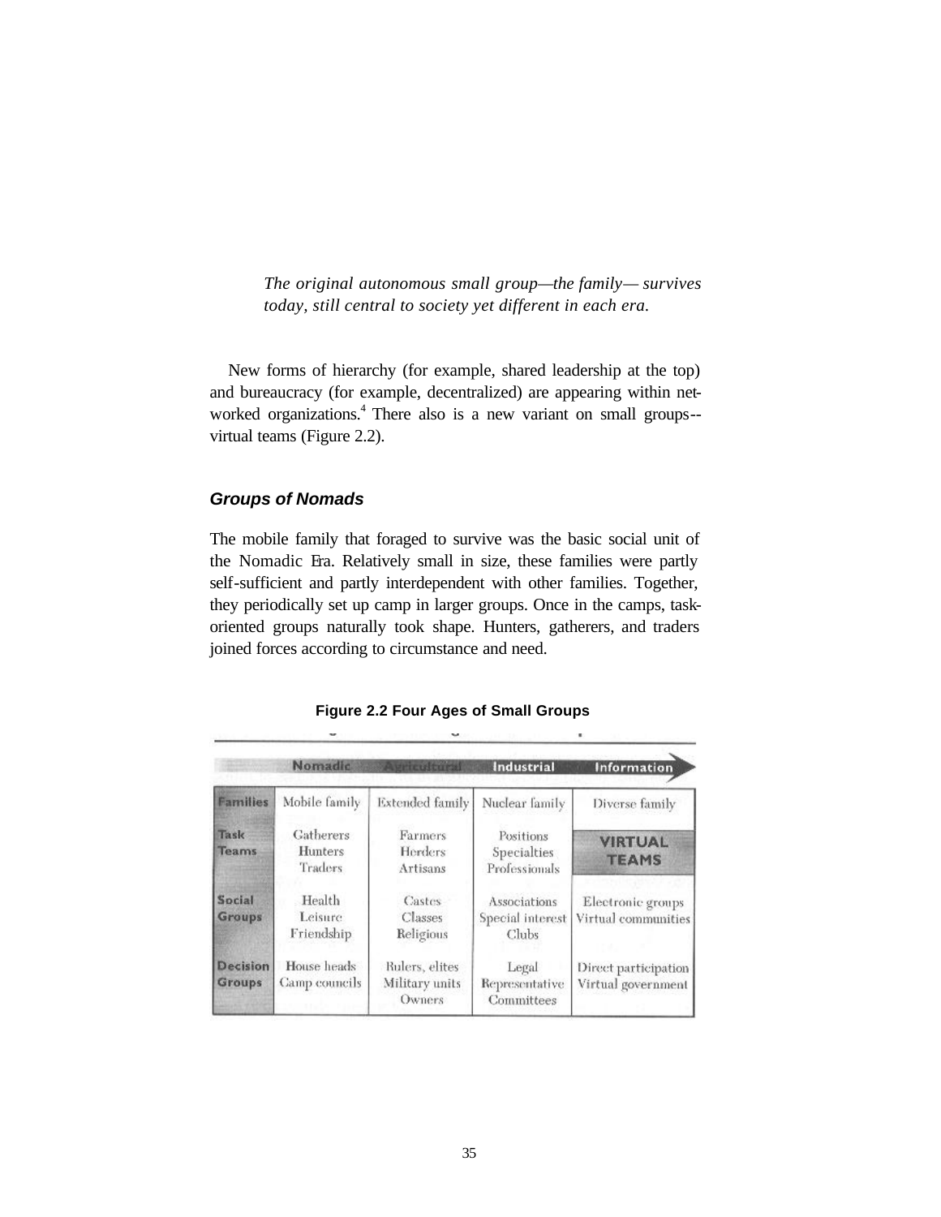*The original autonomous small group—the family— survives today, still central to society yet different in each era.*

New forms of hierarchy (for example, shared leadership at the top) and bureaucracy (for example, decentralized) are appearing within networked organizations.[4] There also is a new variant on small groups--virtual teams (Figure 2.2).

### *Groups of Nomads*

The mobile family that foraged to survive was the basic social unit of the Nomadic Era. Relatively small in size, these families were partly self-sufficient and partly interdependent with other families. Together, they periodically set up camp in larger groups. Once in the camps, task-oriented groups naturally took shape. Hunters, gatherers, and traders joined forces according to circumstance and need.

**Figure 2.2 Four Ages of Small Groups**

| | Nomadic | Agricultural | Industrial | Information |
|---|---|---|---|---|
| Families | Mobile family | Extended family | Nuclear family | Diverse family |
| Task Teams | Gatherers<br>Hunters<br>Traders | Farmers<br>Herders<br>Artisans | Positions<br>Specialties<br>Professionals | VIRTUAL TEAMS |
| Social Groups | Health<br>Leisure<br>Friendship | Castes<br>Classes<br>Religious | Associations<br>Special interest<br>Clubs | Electronic groups<br>Virtual communities |
| Decision Groups | House heads<br>Camp councils | Rulers, elites<br>Military units<br>Owners | Legal<br>Representative<br>Committees | Direct participation<br>Virtual government |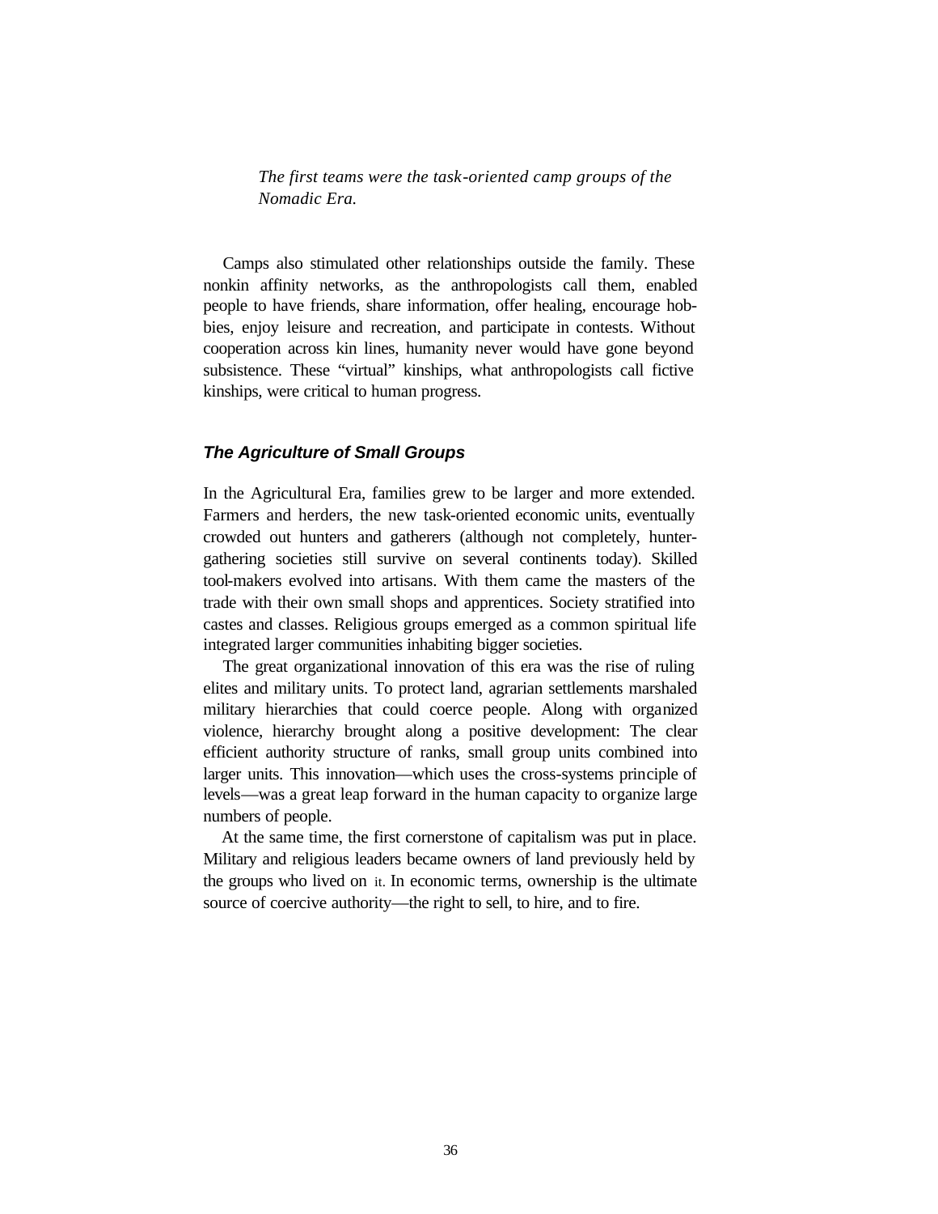*The first teams were the task-oriented camp groups of the Nomadic Era.*

Camps also stimulated other relationships outside the family. These nonkin affinity networks, as the anthropologists call them, enabled people to have friends, share information, offer healing, encourage hobbies, enjoy leisure and recreation, and participate in contests. Without cooperation across kin lines, humanity never would have gone beyond subsistence. These "virtual" kinships, what anthropologists call fictive kinships, were critical to human progress.

### ***The Agriculture of Small Groups***

In the Agricultural Era, families grew to be larger and more extended. Farmers and herders, the new task-oriented economic units, eventually crowded out hunters and gatherers (although not completely, hunter-gathering societies still survive on several continents today). Skilled tool-makers evolved into artisans. With them came the masters of the trade with their own small shops and apprentices. Society stratified into castes and classes. Religious groups emerged as a common spiritual life integrated larger communities inhabiting bigger societies.

The great organizational innovation of this era was the rise of ruling elites and military units. To protect land, agrarian settlements marshaled military hierarchies that could coerce people. Along with organized violence, hierarchy brought along a positive development: The clear efficient authority structure of ranks, small group units combined into larger units. This innovation—which uses the cross-systems principle of levels—was a great leap forward in the human capacity to organize large numbers of people.

At the same time, the first cornerstone of capitalism was put in place. Military and religious leaders became owners of land previously held by the groups who lived on it. In economic terms, ownership is the ultimate source of coercive authority—the right to sell, to hire, and to fire.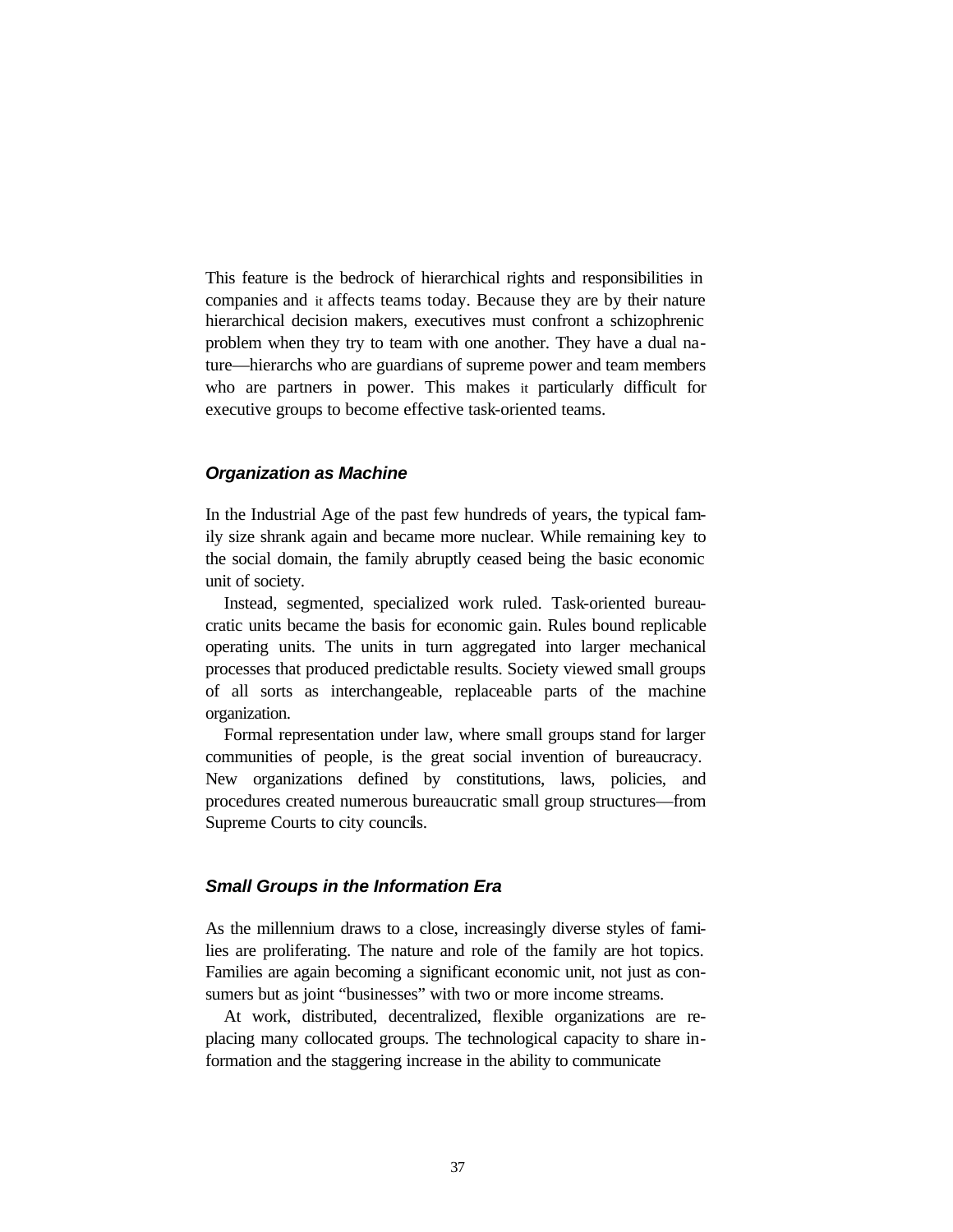This feature is the bedrock of hierarchical rights and responsibilities in companies and it affects teams today. Because they are by their nature hierarchical decision makers, executives must confront a schizophrenic problem when they try to team with one another. They have a dual nature—hierarchs who are guardians of supreme power and team members who are partners in power. This makes it particularly difficult for executive groups to become effective task-oriented teams.

### *Organization as Machine*

In the Industrial Age of the past few hundreds of years, the typical family size shrank again and became more nuclear. While remaining key to the social domain, the family abruptly ceased being the basic economic unit of society.

Instead, segmented, specialized work ruled. Task-oriented bureaucratic units became the basis for economic gain. Rules bound replicable operating units. The units in turn aggregated into larger mechanical processes that produced predictable results. Society viewed small groups of all sorts as interchangeable, replaceable parts of the machine organization.

Formal representation under law, where small groups stand for larger communities of people, is the great social invention of bureaucracy. New organizations defined by constitutions, laws, policies, and procedures created numerous bureaucratic small group structures—from Supreme Courts to city councils.

### *Small Groups in the Information Era*

As the millennium draws to a close, increasingly diverse styles of families are proliferating. The nature and role of the family are hot topics. Families are again becoming a significant economic unit, not just as consumers but as joint "businesses" with two or more income streams.

At work, distributed, decentralized, flexible organizations are replacing many collocated groups. The technological capacity to share information and the staggering increase in the ability to communicate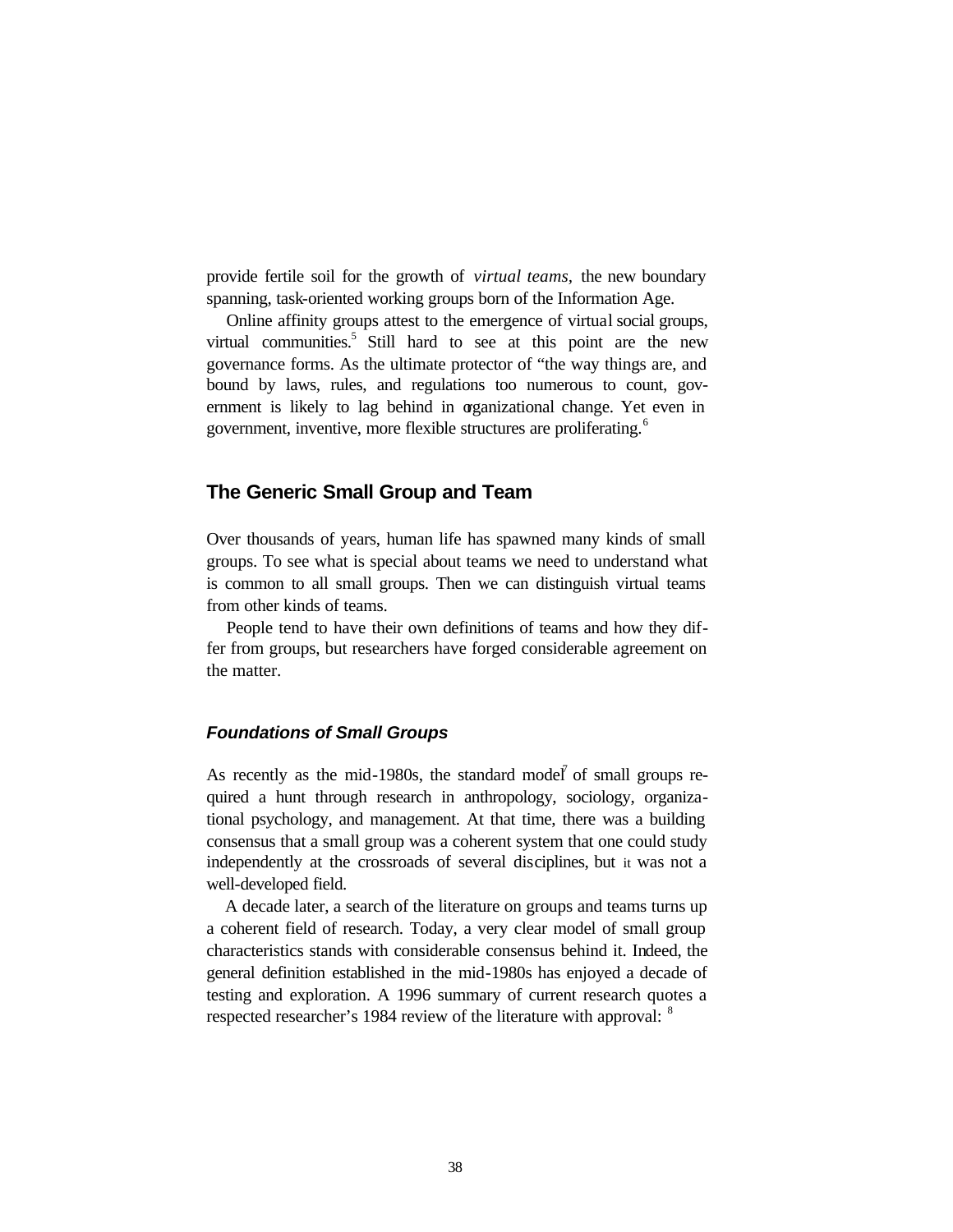provide fertile soil for the growth of *virtual teams*, the new boundary spanning, task-oriented working groups born of the Information Age.

Online affinity groups attest to the emergence of virtual social groups, virtual communities.[5] Still hard to see at this point are the new governance forms. As the ultimate protector of "the way things are, and bound by laws, rules, and regulations too numerous to count, government is likely to lag behind in organizational change. Yet even in government, inventive, more flexible structures are proliferating.[6]

## The Generic Small Group and Team

Over thousands of years, human life has spawned many kinds of small groups. To see what is special about teams we need to understand what is common to all small groups. Then we can distinguish virtual teams from other kinds of teams.

People tend to have their own definitions of teams and how they differ from groups, but researchers have forged considerable agreement on the matter.

### *Foundations of Small Groups*

As recently as the mid-1980s, the standard model[7] of small groups required a hunt through research in anthropology, sociology, organizational psychology, and management. At that time, there was a building consensus that a small group was a coherent system that one could study independently at the crossroads of several disciplines, but it was not a well-developed field.

A decade later, a search of the literature on groups and teams turns up a coherent field of research. Today, a very clear model of small group characteristics stands with considerable consensus behind it. Indeed, the general definition established in the mid-1980s has enjoyed a decade of testing and exploration. A 1996 summary of current research quotes a respected researcher's 1984 review of the literature with approval: [8]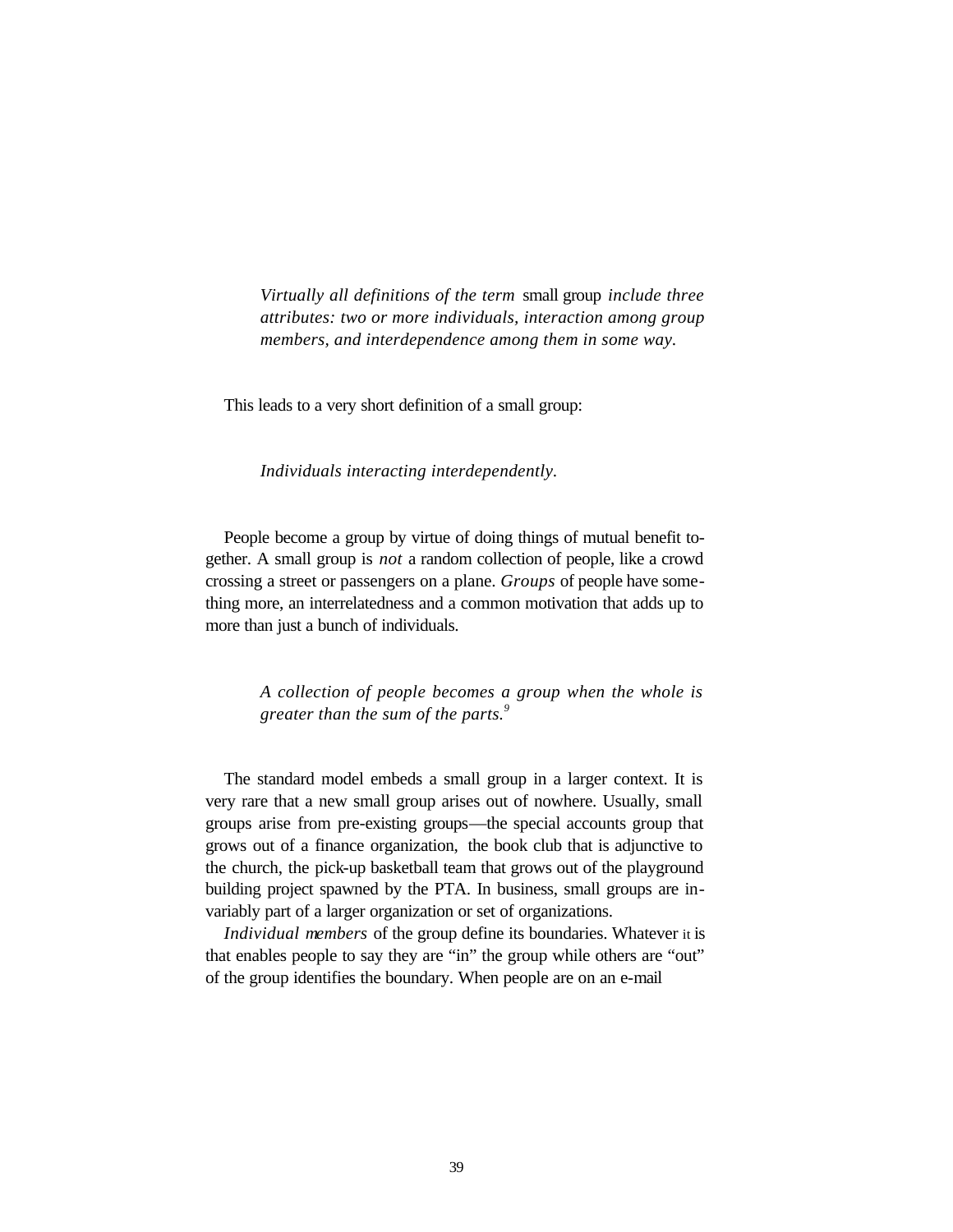> *Virtually all definitions of the term* small group *include three attributes: two or more individuals, interaction among group members, and interdependence among them in some way.*

This leads to a very short definition of a small group:

> *Individuals interacting interdependently.*

People become a group by virtue of doing things of mutual benefit together. A small group is *not* a random collection of people, like a crowd crossing a street or passengers on a plane. *Groups* of people have something more, an interrelatedness and a common motivation that adds up to more than just a bunch of individuals.

> *A collection of people becomes a group when the whole is greater than the sum of the parts.*[9]

The standard model embeds a small group in a larger context. It is very rare that a new small group arises out of nowhere. Usually, small groups arise from pre-existing groups—the special accounts group that grows out of a finance organization, the book club that is adjunctive to the church, the pick-up basketball team that grows out of the playground building project spawned by the PTA. In business, small groups are invariably part of a larger organization or set of organizations.

*Individual members* of the group define its boundaries. Whatever it is that enables people to say they are "in" the group while others are "out" of the group identifies the boundary. When people are on an e-mail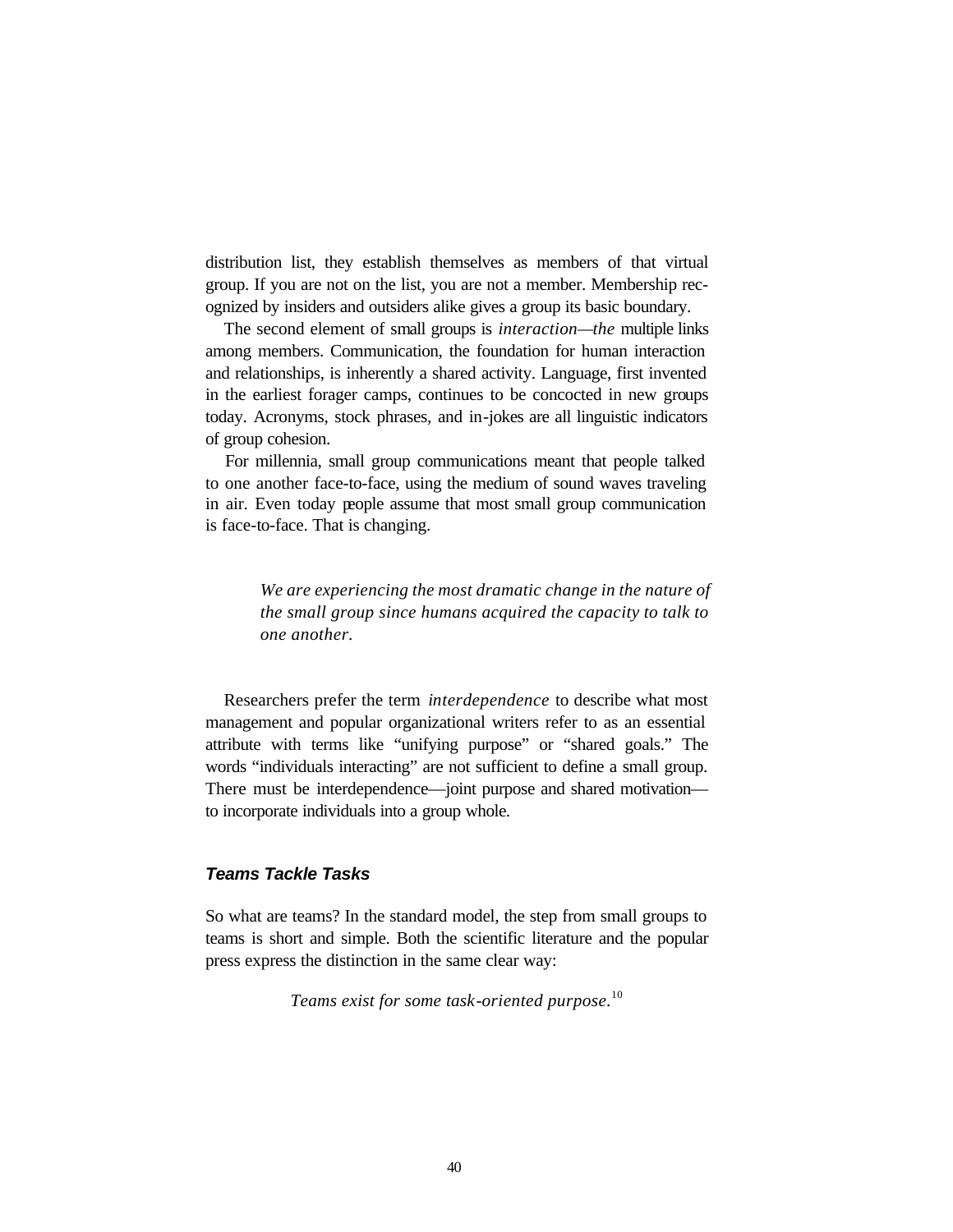distribution list, they establish themselves as members of that virtual group. If you are not on the list, you are not a member. Membership recognized by insiders and outsiders alike gives a group its basic boundary.

The second element of small groups is *interaction—the* multiple links among members. Communication, the foundation for human interaction and relationships, is inherently a shared activity. Language, first invented in the earliest forager camps, continues to be concocted in new groups today. Acronyms, stock phrases, and in-jokes are all linguistic indicators of group cohesion.

For millennia, small group communications meant that people talked to one another face-to-face, using the medium of sound waves traveling in air. Even today people assume that most small group communication is face-to-face. That is changing.

> *We are experiencing the most dramatic change in the nature of the small group since humans acquired the capacity to talk to one another.*

Researchers prefer the term *interdependence* to describe what most management and popular organizational writers refer to as an essential attribute with terms like "unifying purpose" or "shared goals." The words "individuals interacting" are not sufficient to define a small group. There must be interdependence—joint purpose and shared motivation—to incorporate individuals into a group whole.

### *Teams Tackle Tasks*

So what are teams? In the standard model, the step from small groups to teams is short and simple. Both the scientific literature and the popular press express the distinction in the same clear way:

> *Teams exist for some task-oriented purpose.*[10]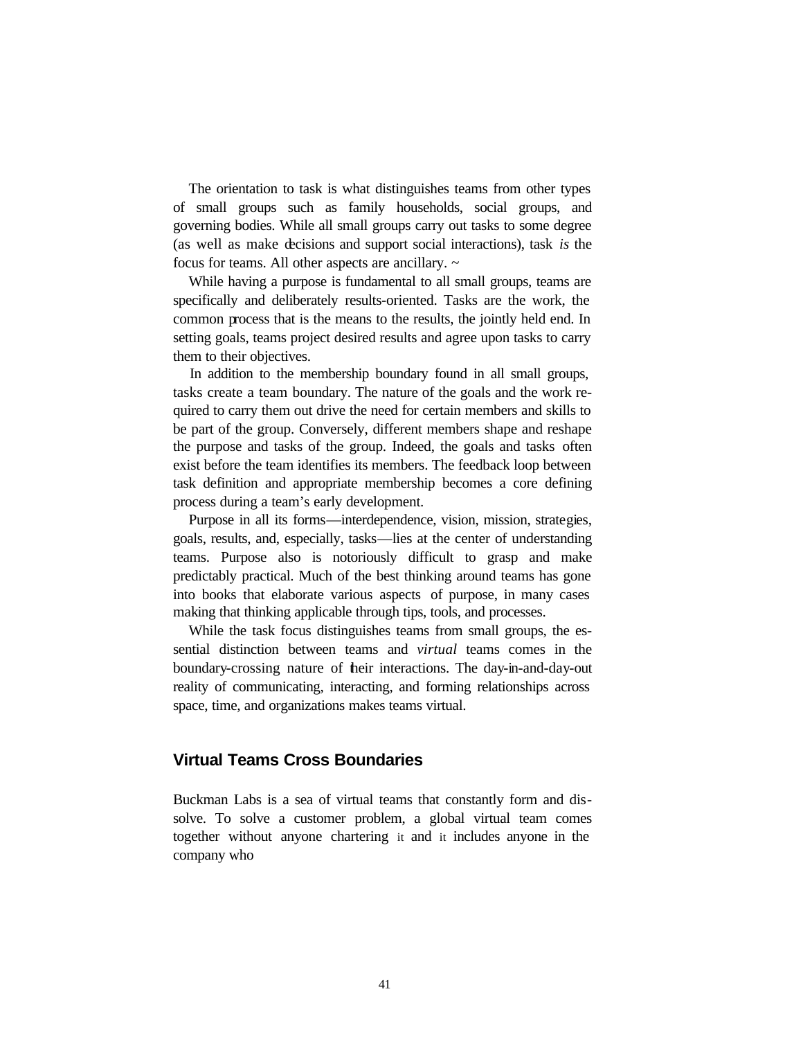The orientation to task is what distinguishes teams from other types of small groups such as family households, social groups, and governing bodies. While all small groups carry out tasks to some degree (as well as make decisions and support social interactions), task *is* the focus for teams. All other aspects are ancillary. ~

While having a purpose is fundamental to all small groups, teams are specifically and deliberately results-oriented. Tasks are the work, the common process that is the means to the results, the jointly held end. In setting goals, teams project desired results and agree upon tasks to carry them to their objectives.

In addition to the membership boundary found in all small groups, tasks create a team boundary. The nature of the goals and the work required to carry them out drive the need for certain members and skills to be part of the group. Conversely, different members shape and reshape the purpose and tasks of the group. Indeed, the goals and tasks often exist before the team identifies its members. The feedback loop between task definition and appropriate membership becomes a core defining process during a team's early development.

Purpose in all its forms—interdependence, vision, mission, strategies, goals, results, and, especially, tasks—lies at the center of understanding teams. Purpose also is notoriously difficult to grasp and make predictably practical. Much of the best thinking around teams has gone into books that elaborate various aspects of purpose, in many cases making that thinking applicable through tips, tools, and processes.

While the task focus distinguishes teams from small groups, the essential distinction between teams and *virtual* teams comes in the boundary-crossing nature of their interactions. The day-in-and-day-out reality of communicating, interacting, and forming relationships across space, time, and organizations makes teams virtual.

## Virtual Teams Cross Boundaries

Buckman Labs is a sea of virtual teams that constantly form and dissolve. To solve a customer problem, a global virtual team comes together without anyone chartering it and it includes anyone in the company who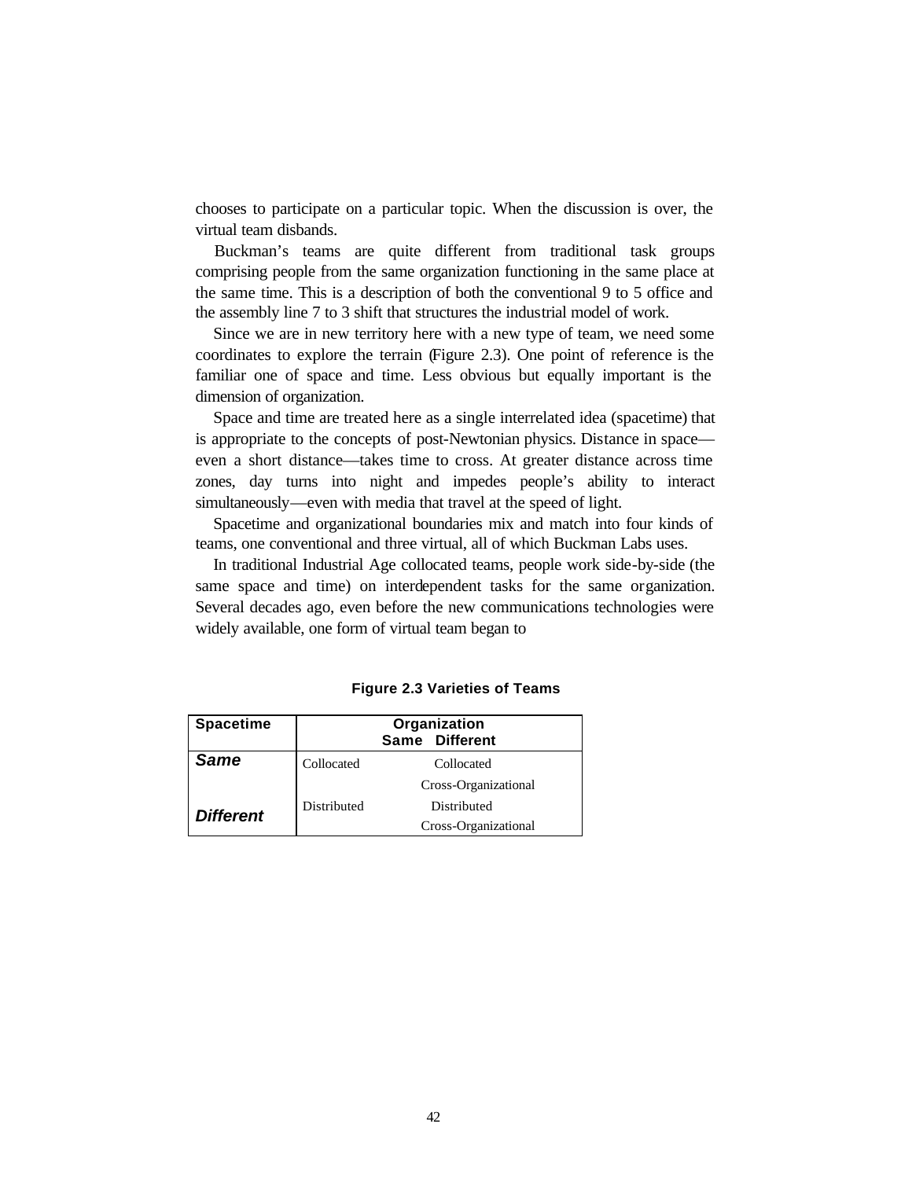chooses to participate on a particular topic. When the discussion is over, the virtual team disbands.

Buckman's teams are quite different from traditional task groups comprising people from the same organization functioning in the same place at the same time. This is a description of both the conventional 9 to 5 office and the assembly line 7 to 3 shift that structures the industrial model of work.

Since we are in new territory here with a new type of team, we need some coordinates to explore the terrain (Figure 2.3). One point of reference is the familiar one of space and time. Less obvious but equally important is the dimension of organization.

Space and time are treated here as a single interrelated idea (spacetime) that is appropriate to the concepts of post-Newtonian physics. Distance in space—even a short distance—takes time to cross. At greater distance across time zones, day turns into night and impedes people's ability to interact simultaneously—even with media that travel at the speed of light.

Spacetime and organizational boundaries mix and match into four kinds of teams, one conventional and three virtual, all of which Buckman Labs uses.

In traditional Industrial Age collocated teams, people work side-by-side (the same space and time) on interdependent tasks for the same organization. Several decades ago, even before the new communications technologies were widely available, one form of virtual team began to

**Figure 2.3 Varieties of Teams**

| Spacetime | Organization: Same | Organization: Different |
|---|---|---|
| ***Same*** | Collocated | Collocated Cross-Organizational |
| ***Different*** | Distributed | Distributed Cross-Organizational |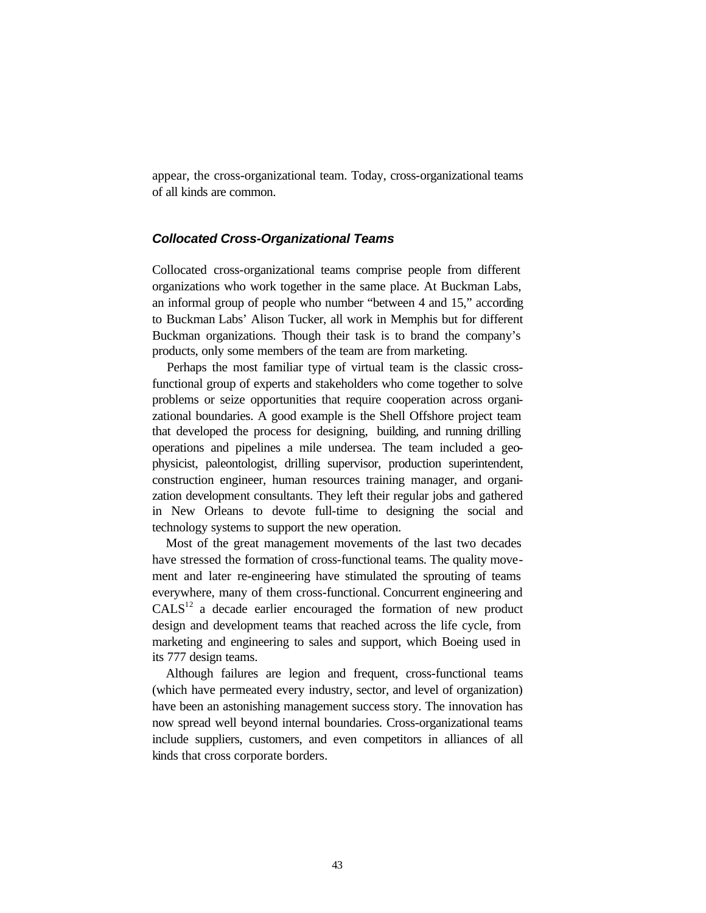appear, the cross-organizational team. Today, cross-organizational teams of all kinds are common.

### *Collocated Cross-Organizational Teams*

Collocated cross-organizational teams comprise people from different organizations who work together in the same place. At Buckman Labs, an informal group of people who number "between 4 and 15," according to Buckman Labs' Alison Tucker, all work in Memphis but for different Buckman organizations. Though their task is to brand the company's products, only some members of the team are from marketing.

Perhaps the most familiar type of virtual team is the classic cross-functional group of experts and stakeholders who come together to solve problems or seize opportunities that require cooperation across organizational boundaries. A good example is the Shell Offshore project team that developed the process for designing, building, and running drilling operations and pipelines a mile undersea. The team included a geophysicist, paleontologist, drilling supervisor, production superintendent, construction engineer, human resources training manager, and organization development consultants. They left their regular jobs and gathered in New Orleans to devote full-time to designing the social and technology systems to support the new operation.

Most of the great management movements of the last two decades have stressed the formation of cross-functional teams. The quality movement and later re-engineering have stimulated the sprouting of teams everywhere, many of them cross-functional. Concurrent engineering and CALS[12] a decade earlier encouraged the formation of new product design and development teams that reached across the life cycle, from marketing and engineering to sales and support, which Boeing used in its 777 design teams.

Although failures are legion and frequent, cross-functional teams (which have permeated every industry, sector, and level of organization) have been an astonishing management success story. The innovation has now spread well beyond internal boundaries. Cross-organizational teams include suppliers, customers, and even competitors in alliances of all kinds that cross corporate borders.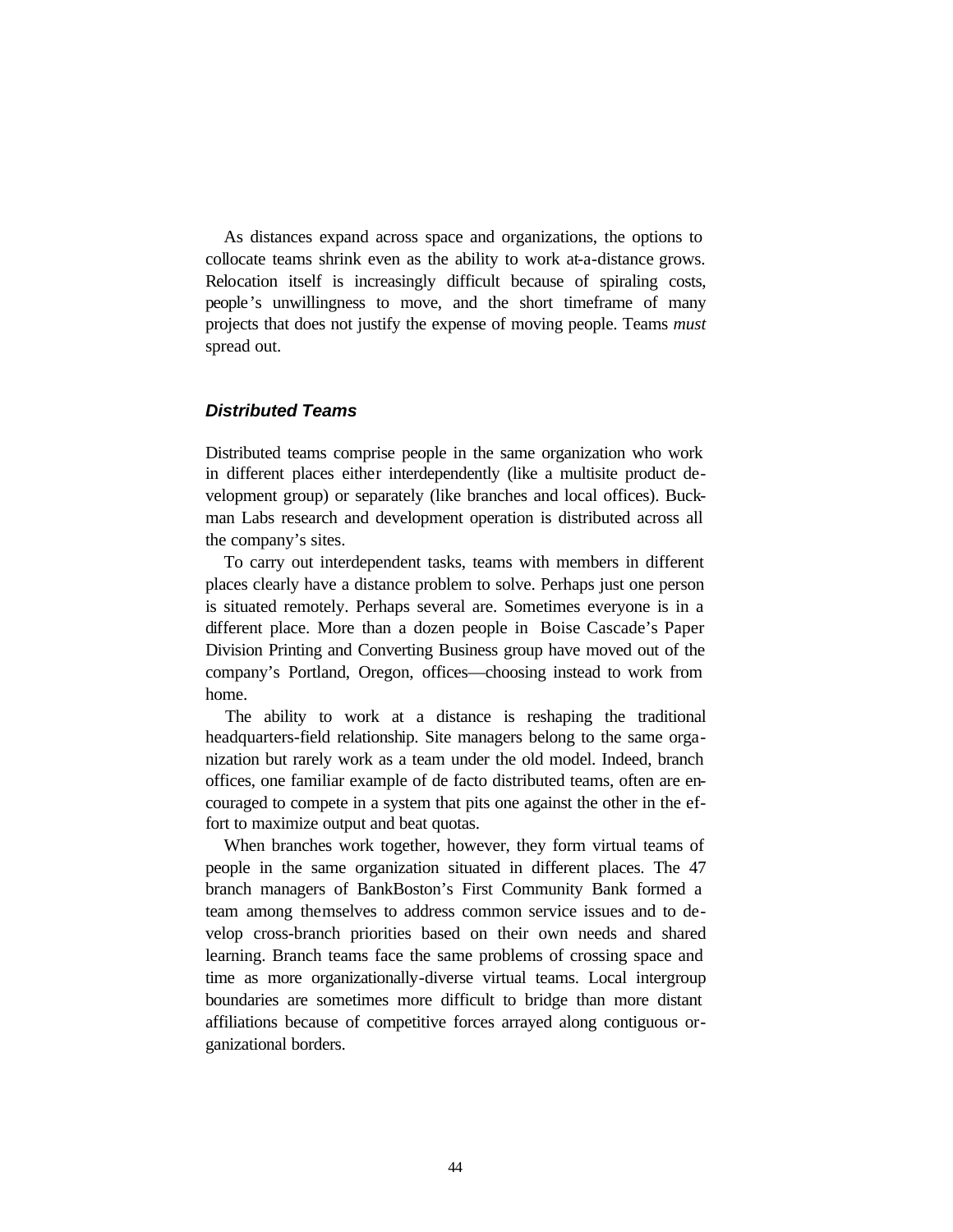As distances expand across space and organizations, the options to collocate teams shrink even as the ability to work at-a-distance grows. Relocation itself is increasingly difficult because of spiraling costs, people's unwillingness to move, and the short timeframe of many projects that does not justify the expense of moving people. Teams *must* spread out.

### *Distributed Teams*

Distributed teams comprise people in the same organization who work in different places either interdependently (like a multisite product development group) or separately (like branches and local offices). Buckman Labs research and development operation is distributed across all the company's sites.

To carry out interdependent tasks, teams with members in different places clearly have a distance problem to solve. Perhaps just one person is situated remotely. Perhaps several are. Sometimes everyone is in a different place. More than a dozen people in Boise Cascade's Paper Division Printing and Converting Business group have moved out of the company's Portland, Oregon, offices—choosing instead to work from home.

The ability to work at a distance is reshaping the traditional headquarters-field relationship. Site managers belong to the same organization but rarely work as a team under the old model. Indeed, branch offices, one familiar example of de facto distributed teams, often are encouraged to compete in a system that pits one against the other in the effort to maximize output and beat quotas.

When branches work together, however, they form virtual teams of people in the same organization situated in different places. The 47 branch managers of BankBoston's First Community Bank formed a team among themselves to address common service issues and to develop cross-branch priorities based on their own needs and shared learning. Branch teams face the same problems of crossing space and time as more organizationally-diverse virtual teams. Local intergroup boundaries are sometimes more difficult to bridge than more distant affiliations because of competitive forces arrayed along contiguous organizational borders.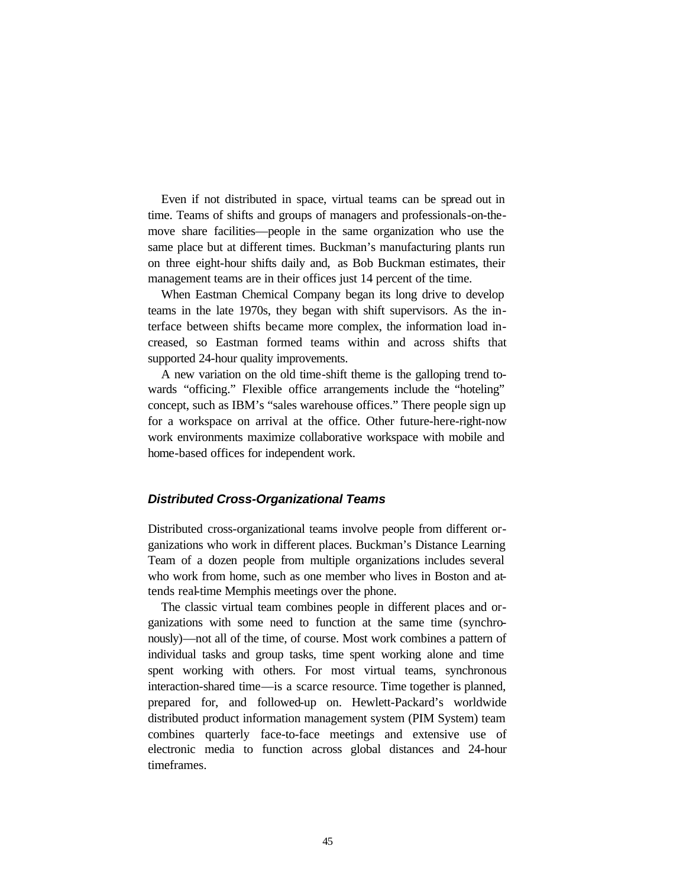Even if not distributed in space, virtual teams can be spread out in time. Teams of shifts and groups of managers and professionals-on-the-move share facilities—people in the same organization who use the same place but at different times. Buckman's manufacturing plants run on three eight-hour shifts daily and, as Bob Buckman estimates, their management teams are in their offices just 14 percent of the time.

When Eastman Chemical Company began its long drive to develop teams in the late 1970s, they began with shift supervisors. As the interface between shifts became more complex, the information load increased, so Eastman formed teams within and across shifts that supported 24-hour quality improvements.

A new variation on the old time-shift theme is the galloping trend towards "officing." Flexible office arrangements include the "hoteling" concept, such as IBM's "sales warehouse offices." There people sign up for a workspace on arrival at the office. Other future-here-right-now work environments maximize collaborative workspace with mobile and home-based offices for independent work.

### *Distributed Cross-Organizational Teams*

Distributed cross-organizational teams involve people from different organizations who work in different places. Buckman's Distance Learning Team of a dozen people from multiple organizations includes several who work from home, such as one member who lives in Boston and attends real-time Memphis meetings over the phone.

The classic virtual team combines people in different places and organizations with some need to function at the same time (synchronously)—not all of the time, of course. Most work combines a pattern of individual tasks and group tasks, time spent working alone and time spent working with others. For most virtual teams, synchronous interaction-shared time—is a scarce resource. Time together is planned, prepared for, and followed-up on. Hewlett-Packard's worldwide distributed product information management system (PIM System) team combines quarterly face-to-face meetings and extensive use of electronic media to function across global distances and 24-hour timeframes.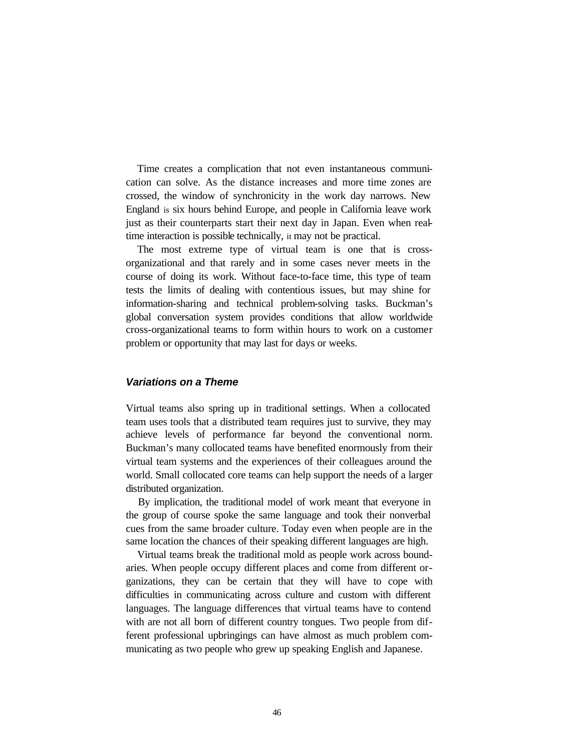Time creates a complication that not even instantaneous communication can solve. As the distance increases and more time zones are crossed, the window of synchronicity in the work day narrows. New England is six hours behind Europe, and people in California leave work just as their counterparts start their next day in Japan. Even when real-time interaction is possible technically, it may not be practical.

The most extreme type of virtual team is one that is cross-organizational and that rarely and in some cases never meets in the course of doing its work. Without face-to-face time, this type of team tests the limits of dealing with contentious issues, but may shine for information-sharing and technical problem-solving tasks. Buckman's global conversation system provides conditions that allow worldwide cross-organizational teams to form within hours to work on a customer problem or opportunity that may last for days or weeks.

### ***Variations on a Theme***

Virtual teams also spring up in traditional settings. When a collocated team uses tools that a distributed team requires just to survive, they may achieve levels of performance far beyond the conventional norm. Buckman's many collocated teams have benefited enormously from their virtual team systems and the experiences of their colleagues around the world. Small collocated core teams can help support the needs of a larger distributed organization.

By implication, the traditional model of work meant that everyone in the group of course spoke the same language and took their nonverbal cues from the same broader culture. Today even when people are in the same location the chances of their speaking different languages are high.

Virtual teams break the traditional mold as people work across boundaries. When people occupy different places and come from different organizations, they can be certain that they will have to cope with difficulties in communicating across culture and custom with different languages. The language differences that virtual teams have to contend with are not all born of different country tongues. Two people from different professional upbringings can have almost as much problem communicating as two people who grew up speaking English and Japanese.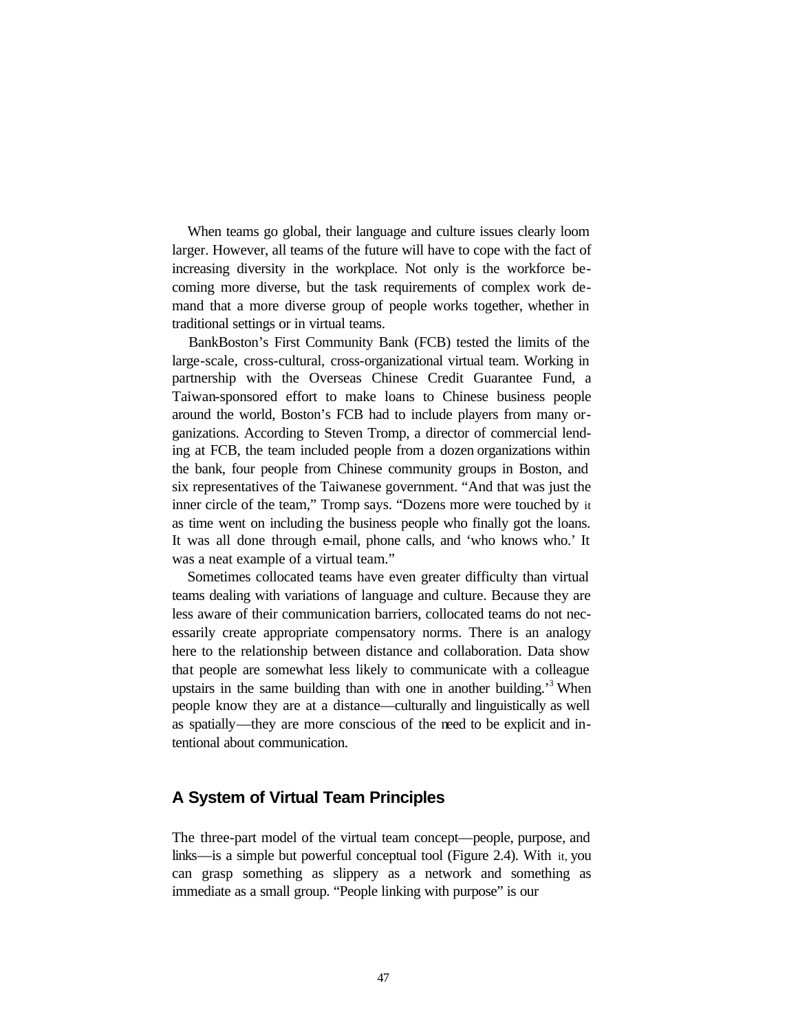When teams go global, their language and culture issues clearly loom larger. However, all teams of the future will have to cope with the fact of increasing diversity in the workplace. Not only is the workforce becoming more diverse, but the task requirements of complex work demand that a more diverse group of people works together, whether in traditional settings or in virtual teams.

BankBoston's First Community Bank (FCB) tested the limits of the large-scale, cross-cultural, cross-organizational virtual team. Working in partnership with the Overseas Chinese Credit Guarantee Fund, a Taiwan-sponsored effort to make loans to Chinese business people around the world, Boston's FCB had to include players from many organizations. According to Steven Tromp, a director of commercial lending at FCB, the team included people from a dozen organizations within the bank, four people from Chinese community groups in Boston, and six representatives of the Taiwanese government. "And that was just the inner circle of the team," Tromp says. "Dozens more were touched by it as time went on including the business people who finally got the loans. It was all done through e-mail, phone calls, and 'who knows who.' It was a neat example of a virtual team."

Sometimes collocated teams have even greater difficulty than virtual teams dealing with variations of language and culture. Because they are less aware of their communication barriers, collocated teams do not necessarily create appropriate compensatory norms. There is an analogy here to the relationship between distance and collaboration. Data show that people are somewhat less likely to communicate with a colleague upstairs in the same building than with one in another building.'[3] When people know they are at a distance—culturally and linguistically as well as spatially—they are more conscious of the need to be explicit and intentional about communication.

## A System of Virtual Team Principles

The three-part model of the virtual team concept—people, purpose, and links—is a simple but powerful conceptual tool (Figure 2.4). With it, you can grasp something as slippery as a network and something as immediate as a small group. "People linking with purpose" is our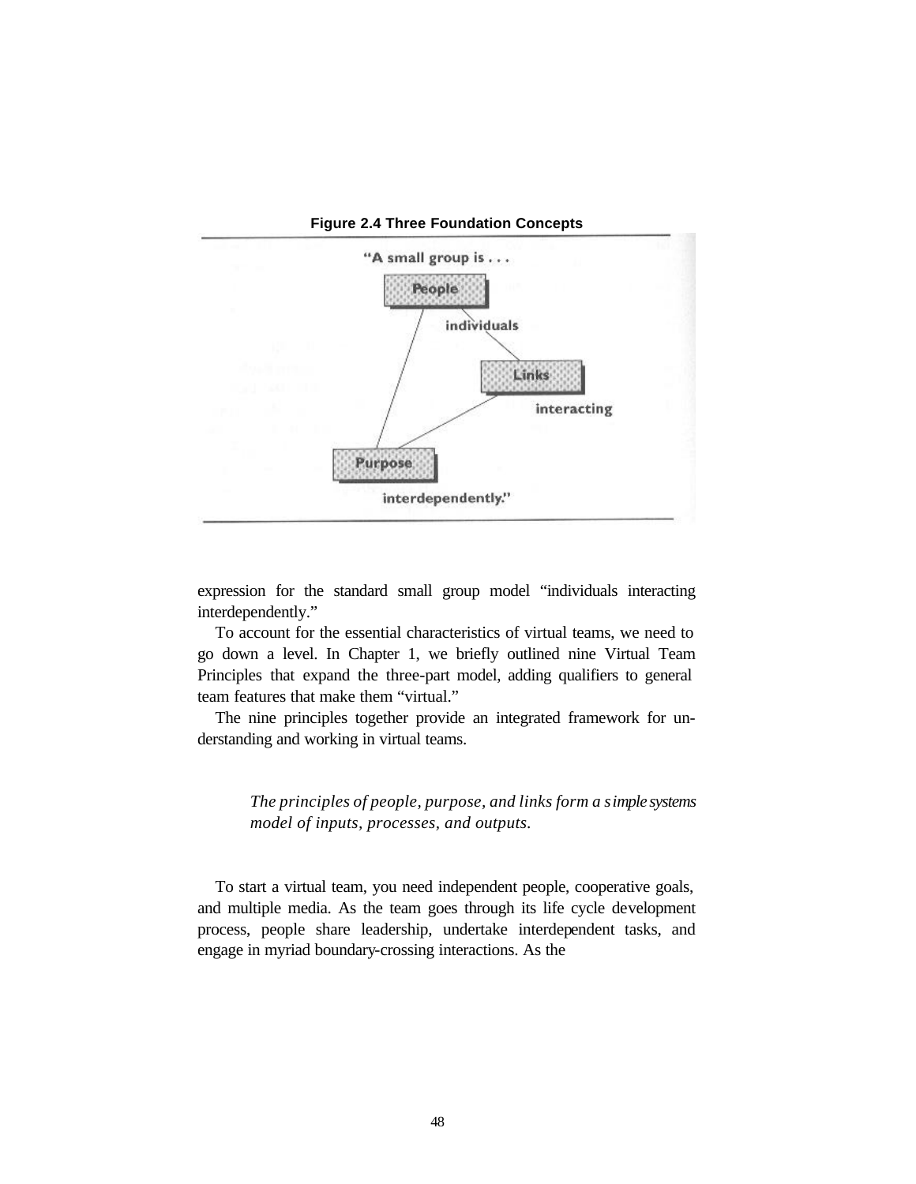**Figure 2.4 Three Foundation Concepts**

"A small group is . . .

People

individuals

Links

interacting

Purpose

interdependently."

expression for the standard small group model "individuals interacting interdependently."

To account for the essential characteristics of virtual teams, we need to go down a level. In Chapter 1, we briefly outlined nine Virtual Team Principles that expand the three-part model, adding qualifiers to general team features that make them "virtual."

The nine principles together provide an integrated framework for understanding and working in virtual teams.

> *The principles of people, purpose, and links form a simple systems model of inputs, processes, and outputs.*

To start a virtual team, you need independent people, cooperative goals, and multiple media. As the team goes through its life cycle development process, people share leadership, undertake interdependent tasks, and engage in myriad boundary-crossing interactions. As the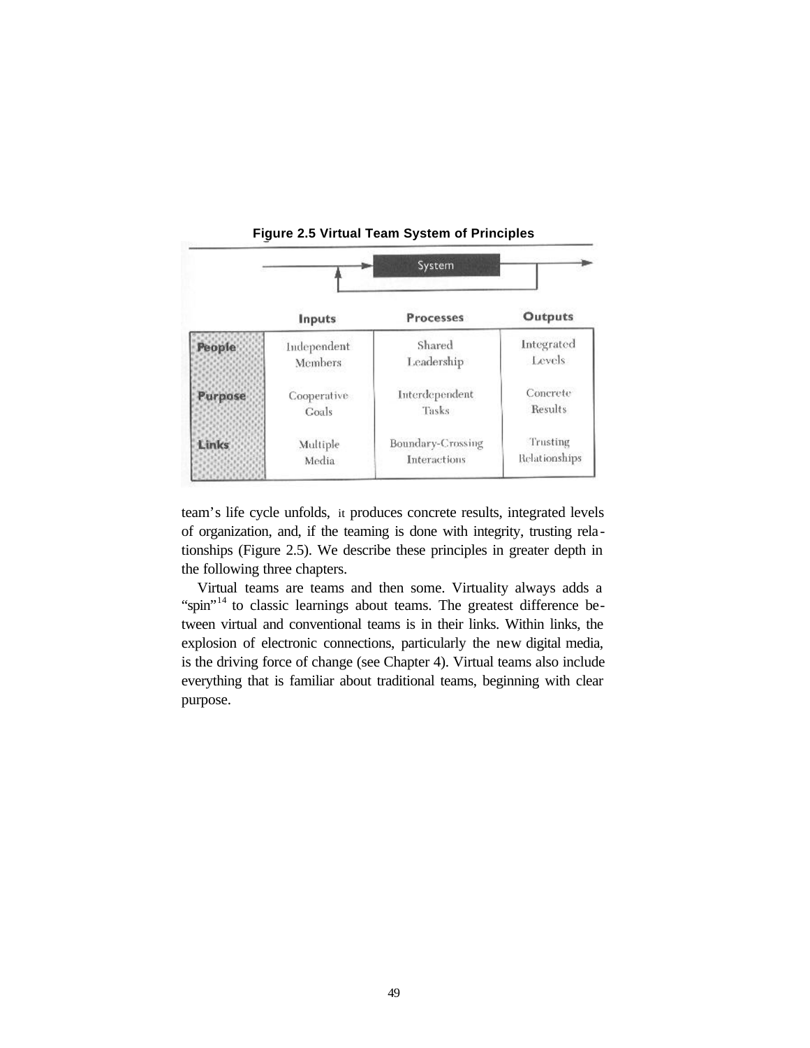**Figure 2.5 Virtual Team System of Principles**

System

| | Inputs | Processes | Outputs |
|---|---|---|---|
| People | Independent Members | Shared Leadership | Integrated Levels |
| Purpose | Cooperative Goals | Interdependent Tasks | Concrete Results |
| Links | Multiple Media | Boundary-Crossing Interactions | Trusting Relationships |

team's life cycle unfolds, it produces concrete results, integrated levels of organization, and, if the teaming is done with integrity, trusting relationships (Figure 2.5). We describe these principles in greater depth in the following three chapters.

Virtual teams are teams and then some. Virtuality always adds a "spin"[14] to classic learnings about teams. The greatest difference between virtual and conventional teams is in their links. Within links, the explosion of electronic connections, particularly the new digital media, is the driving force of change (see Chapter 4). Virtual teams also include everything that is familiar about traditional teams, beginning with clear purpose.